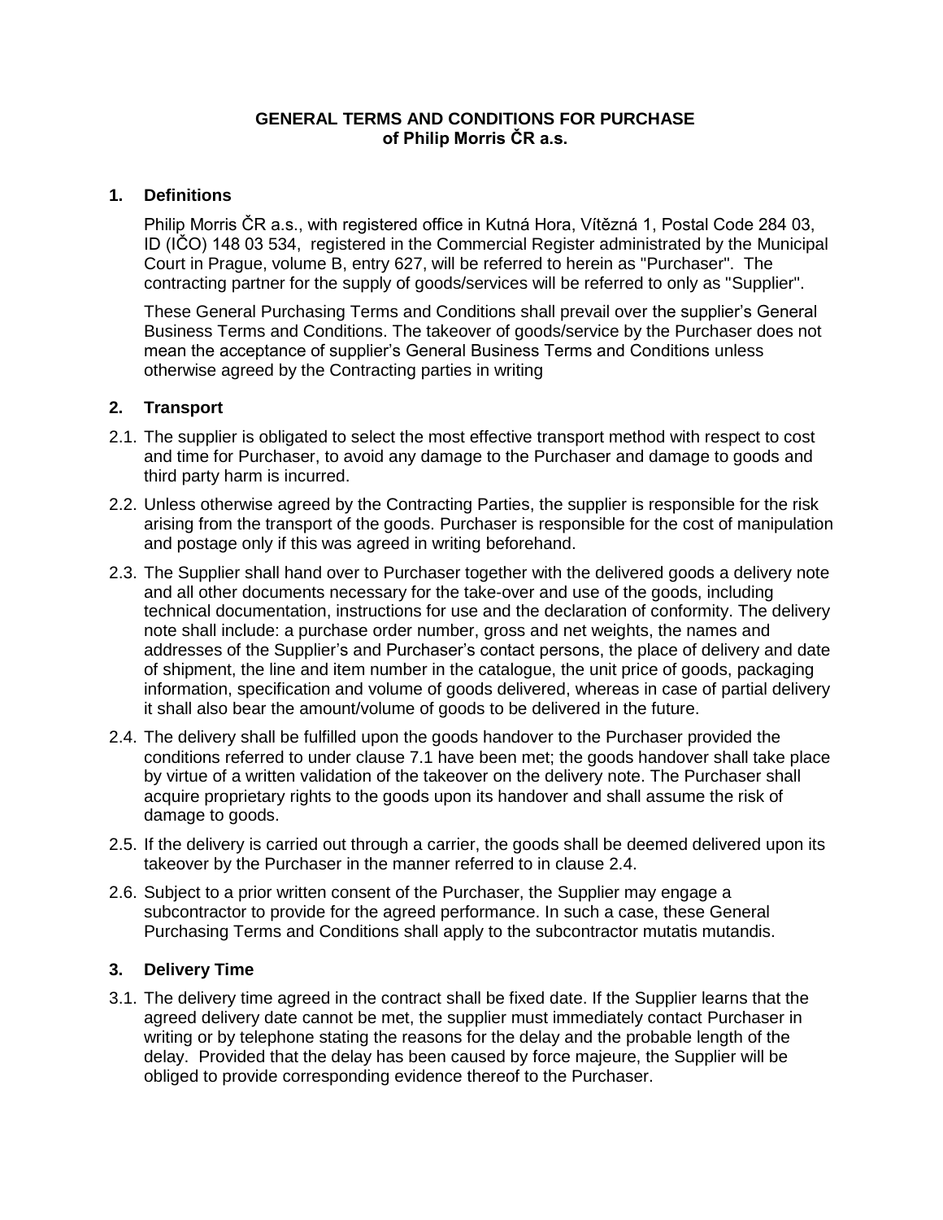# GENERAL TERMS AND CONDITIONS FOR PURCHASE of Philip Morris ČR a.s.

## 1. Definitions

Philip Morris ČR a.s., with registered office in Kutná Hora, Vítězná 1, Postal Code 284 03, ID (IČO) 148 03 534, registered in the Commercial Register administrated by the Municipal Court in Prague, volume B, entry 627, will be referred to herein as "Purchaser". The contracting partner for the supply of goods/services will be referred to only as "Supplier".

These General Purchasing Terms and Conditions shall prevail over the supplier's General Business Terms and Conditions. The takeover of goods/service by the Purchaser does not mean the acceptance of supplier's General Business Terms and Conditions unless otherwise agreed by the Contracting parties in writing

## 2. Transport

2.1. The supplier is obligated to select the most effective transport method with respect to cost and time for Purchaser, to avoid any damage to the Purchaser and damage to goods and third party harm is incurred.

2.2. Unless otherwise agreed by the Contracting Parties, the supplier is responsible for the risk arising from the transport of the goods. Purchaser is responsible for the cost of manipulation and postage only if this was agreed in writing beforehand.

2.3. The Supplier shall hand over to Purchaser together with the delivered goods a delivery note and all other documents necessary for the take-over and use of the goods, including technical documentation, instructions for use and the declaration of conformity. The delivery note shall include: a purchase order number, gross and net weights, the names and addresses of the Supplier's and Purchaser's contact persons, the place of delivery and date of shipment, the line and item number in the catalogue, the unit price of goods, packaging information, specification and volume of goods delivered, whereas in case of partial delivery it shall also bear the amount/volume of goods to be delivered in the future.

2.4. The delivery shall be fulfilled upon the goods handover to the Purchaser provided the conditions referred to under clause 7.1 have been met; the goods handover shall take place by virtue of a written validation of the takeover on the delivery note. The Purchaser shall acquire proprietary rights to the goods upon its handover and shall assume the risk of damage to goods.

2.5. If the delivery is carried out through a carrier, the goods shall be deemed delivered upon its takeover by the Purchaser in the manner referred to in clause 2.4.

2.6. Subject to a prior written consent of the Purchaser, the Supplier may engage a subcontractor to provide for the agreed performance. In such a case, these General Purchasing Terms and Conditions shall apply to the subcontractor mutatis mutandis.

## 3. Delivery Time

3.1. The delivery time agreed in the contract shall be fixed date. If the Supplier learns that the agreed delivery date cannot be met, the supplier must immediately contact Purchaser in writing or by telephone stating the reasons for the delay and the probable length of the delay. Provided that the delay has been caused by force majeure, the Supplier will be obliged to provide corresponding evidence thereof to the Purchaser.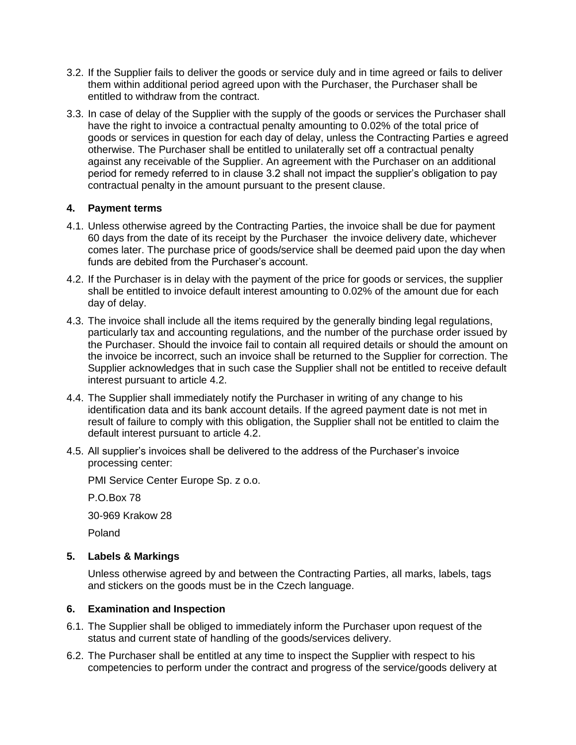3.2. If the Supplier fails to deliver the goods or service duly and in time agreed or fails to deliver them within additional period agreed upon with the Purchaser, the Purchaser shall be entitled to withdraw from the contract.

3.3. In case of delay of the Supplier with the supply of the goods or services the Purchaser shall have the right to invoice a contractual penalty amounting to 0.02% of the total price of goods or services in question for each day of delay, unless the Contracting Parties e agreed otherwise. The Purchaser shall be entitled to unilaterally set off a contractual penalty against any receivable of the Supplier. An agreement with the Purchaser on an additional period for remedy referred to in clause 3.2 shall not impact the supplier's obligation to pay contractual penalty in the amount pursuant to the present clause.

## 4. Payment terms

4.1. Unless otherwise agreed by the Contracting Parties, the invoice shall be due for payment 60 days from the date of its receipt by the Purchaser the invoice delivery date, whichever comes later. The purchase price of goods/service shall be deemed paid upon the day when funds are debited from the Purchaser's account.

4.2. If the Purchaser is in delay with the payment of the price for goods or services, the supplier shall be entitled to invoice default interest amounting to 0.02% of the amount due for each day of delay.

4.3. The invoice shall include all the items required by the generally binding legal regulations, particularly tax and accounting regulations, and the number of the purchase order issued by the Purchaser. Should the invoice fail to contain all required details or should the amount on the invoice be incorrect, such an invoice shall be returned to the Supplier for correction. The Supplier acknowledges that in such case the Supplier shall not be entitled to receive default interest pursuant to article 4.2.

4.4. The Supplier shall immediately notify the Purchaser in writing of any change to his identification data and its bank account details. If the agreed payment date is not met in result of failure to comply with this obligation, the Supplier shall not be entitled to claim the default interest pursuant to article 4.2.

4.5. All supplier's invoices shall be delivered to the address of the Purchaser's invoice processing center:

PMI Service Center Europe Sp. z o.o.

P.O.Box 78

30-969 Krakow 28

Poland

## 5. Labels & Markings

Unless otherwise agreed by and between the Contracting Parties, all marks, labels, tags and stickers on the goods must be in the Czech language.

## 6. Examination and Inspection

6.1. The Supplier shall be obliged to immediately inform the Purchaser upon request of the status and current state of handling of the goods/services delivery.

6.2. The Purchaser shall be entitled at any time to inspect the Supplier with respect to his competencies to perform under the contract and progress of the service/goods delivery at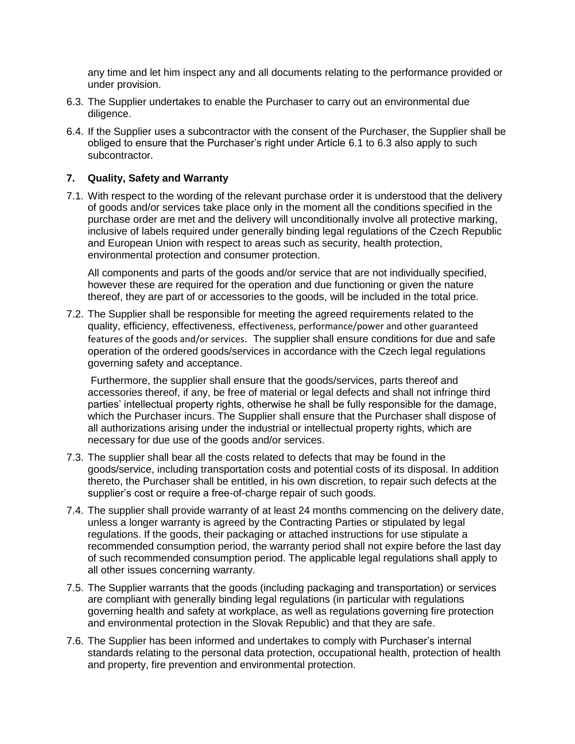any time and let him inspect any and all documents relating to the performance provided or under provision.

6.3. The Supplier undertakes to enable the Purchaser to carry out an environmental due diligence.

6.4. If the Supplier uses a subcontractor with the consent of the Purchaser, the Supplier shall be obliged to ensure that the Purchaser's right under Article 6.1 to 6.3 also apply to such subcontractor.

## 7. Quality, Safety and Warranty

7.1. With respect to the wording of the relevant purchase order it is understood that the delivery of goods and/or services take place only in the moment all the conditions specified in the purchase order are met and the delivery will unconditionally involve all protective marking, inclusive of labels required under generally binding legal regulations of the Czech Republic and European Union with respect to areas such as security, health protection, environmental protection and consumer protection.

All components and parts of the goods and/or service that are not individually specified, however these are required for the operation and due functioning or given the nature thereof, they are part of or accessories to the goods, will be included in the total price.

7.2. The Supplier shall be responsible for meeting the agreed requirements related to the quality, efficiency, effectiveness, effectiveness, performance/power and other guaranteed features of the goods and/or services. The supplier shall ensure conditions for due and safe operation of the ordered goods/services in accordance with the Czech legal regulations governing safety and acceptance.

Furthermore, the supplier shall ensure that the goods/services, parts thereof and accessories thereof, if any, be free of material or legal defects and shall not infringe third parties' intellectual property rights, otherwise he shall be fully responsible for the damage, which the Purchaser incurs. The Supplier shall ensure that the Purchaser shall dispose of all authorizations arising under the industrial or intellectual property rights, which are necessary for due use of the goods and/or services.

7.3. The supplier shall bear all the costs related to defects that may be found in the goods/service, including transportation costs and potential costs of its disposal. In addition thereto, the Purchaser shall be entitled, in his own discretion, to repair such defects at the supplier's cost or require a free-of-charge repair of such goods.

7.4. The supplier shall provide warranty of at least 24 months commencing on the delivery date, unless a longer warranty is agreed by the Contracting Parties or stipulated by legal regulations. If the goods, their packaging or attached instructions for use stipulate a recommended consumption period, the warranty period shall not expire before the last day of such recommended consumption period. The applicable legal regulations shall apply to all other issues concerning warranty.

7.5. The Supplier warrants that the goods (including packaging and transportation) or services are compliant with generally binding legal regulations (in particular with regulations governing health and safety at workplace, as well as regulations governing fire protection and environmental protection in the Slovak Republic) and that they are safe.

7.6. The Supplier has been informed and undertakes to comply with Purchaser's internal standards relating to the personal data protection, occupational health, protection of health and property, fire prevention and environmental protection.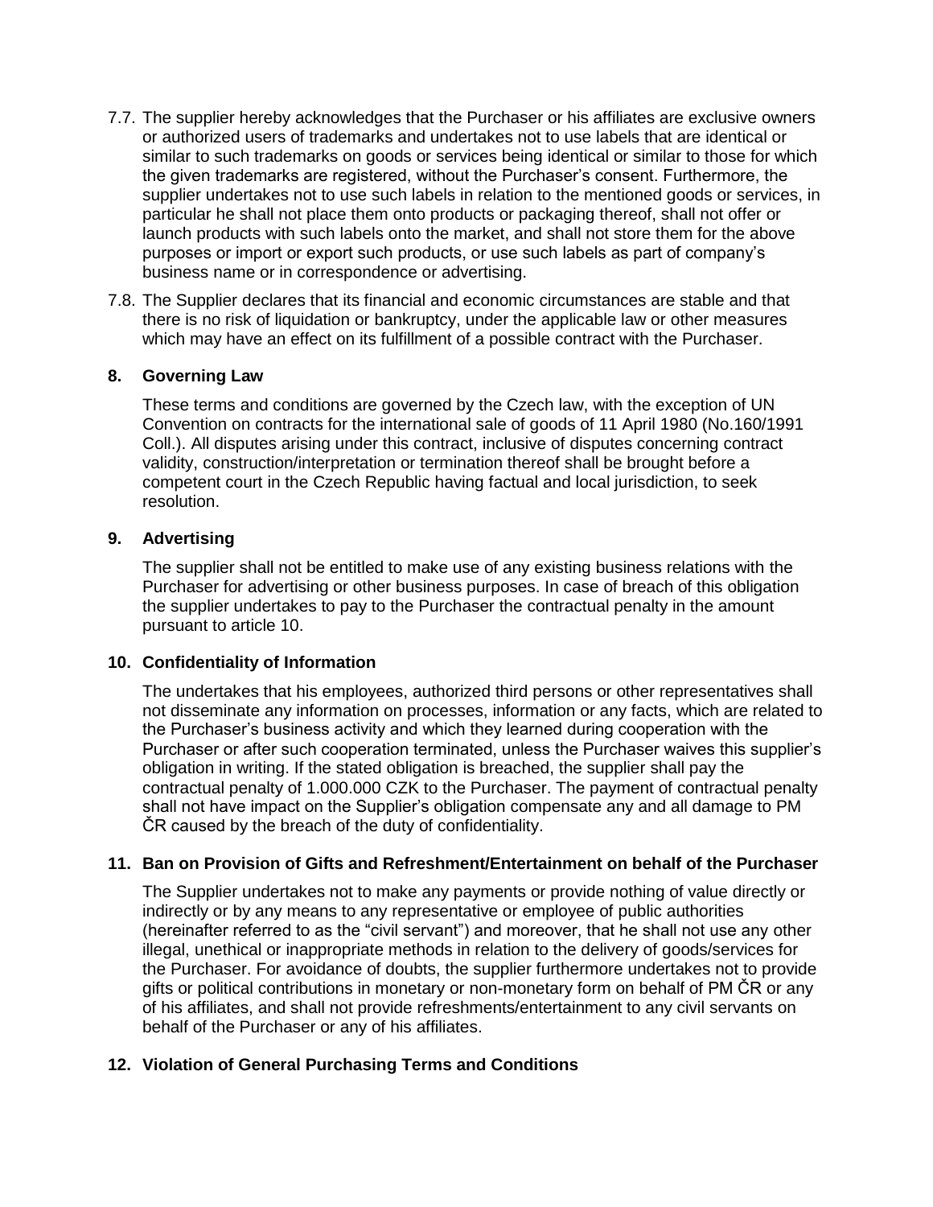7.7. The supplier hereby acknowledges that the Purchaser or his affiliates are exclusive owners or authorized users of trademarks and undertakes not to use labels that are identical or similar to such trademarks on goods or services being identical or similar to those for which the given trademarks are registered, without the Purchaser's consent. Furthermore, the supplier undertakes not to use such labels in relation to the mentioned goods or services, in particular he shall not place them onto products or packaging thereof, shall not offer or launch products with such labels onto the market, and shall not store them for the above purposes or import or export such products, or use such labels as part of company's business name or in correspondence or advertising.

7.8. The Supplier declares that its financial and economic circumstances are stable and that there is no risk of liquidation or bankruptcy, under the applicable law or other measures which may have an effect on its fulfillment of a possible contract with the Purchaser.

## 8. Governing Law

These terms and conditions are governed by the Czech law, with the exception of UN Convention on contracts for the international sale of goods of 11 April 1980 (No.160/1991 Coll.). All disputes arising under this contract, inclusive of disputes concerning contract validity, construction/interpretation or termination thereof shall be brought before a competent court in the Czech Republic having factual and local jurisdiction, to seek resolution.

## 9. Advertising

The supplier shall not be entitled to make use of any existing business relations with the Purchaser for advertising or other business purposes. In case of breach of this obligation the supplier undertakes to pay to the Purchaser the contractual penalty in the amount pursuant to article 10.

## 10. Confidentiality of Information

The undertakes that his employees, authorized third persons or other representatives shall not disseminate any information on processes, information or any facts, which are related to the Purchaser's business activity and which they learned during cooperation with the Purchaser or after such cooperation terminated, unless the Purchaser waives this supplier's obligation in writing. If the stated obligation is breached, the supplier shall pay the contractual penalty of 1.000.000 CZK to the Purchaser. The payment of contractual penalty shall not have impact on the Supplier's obligation compensate any and all damage to PM ČR caused by the breach of the duty of confidentiality.

## 11. Ban on Provision of Gifts and Refreshment/Entertainment on behalf of the Purchaser

The Supplier undertakes not to make any payments or provide nothing of value directly or indirectly or by any means to any representative or employee of public authorities (hereinafter referred to as the "civil servant") and moreover, that he shall not use any other illegal, unethical or inappropriate methods in relation to the delivery of goods/services for the Purchaser. For avoidance of doubts, the supplier furthermore undertakes not to provide gifts or political contributions in monetary or non-monetary form on behalf of PM ČR or any of his affiliates, and shall not provide refreshments/entertainment to any civil servants on behalf of the Purchaser or any of his affiliates.

## 12. Violation of General Purchasing Terms and Conditions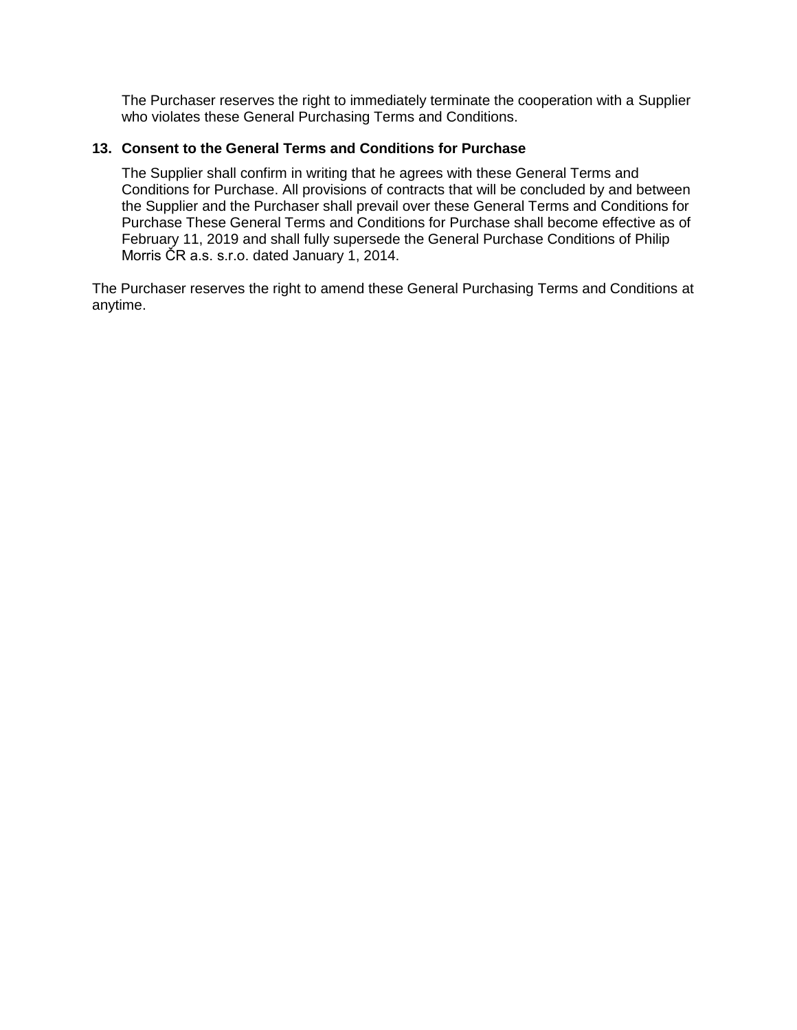The Purchaser reserves the right to immediately terminate the cooperation with a Supplier who violates these General Purchasing Terms and Conditions.

## 13. Consent to the General Terms and Conditions for Purchase

The Supplier shall confirm in writing that he agrees with these General Terms and Conditions for Purchase. All provisions of contracts that will be concluded by and between the Supplier and the Purchaser shall prevail over these General Terms and Conditions for Purchase These General Terms and Conditions for Purchase shall become effective as of February 11, 2019 and shall fully supersede the General Purchase Conditions of Philip Morris ČR a.s. s.r.o. dated January 1, 2014.

The Purchaser reserves the right to amend these General Purchasing Terms and Conditions at anytime.